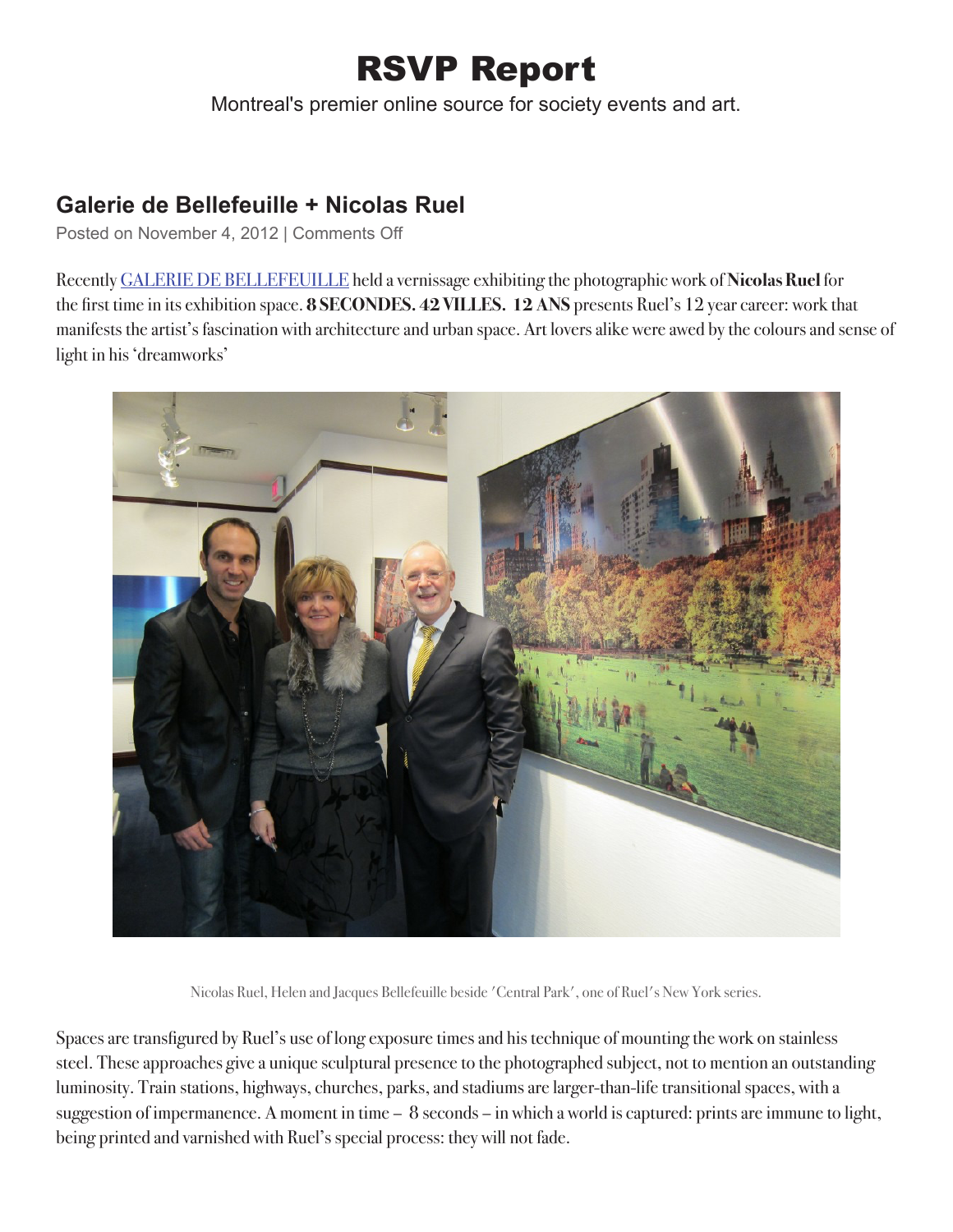# RSVP Report

Montreal's premier online source for society events and art.

## Galerie de Bellefeuille + Nicolas Ruel

Posted on November 4, 2012 | Comments Off

Recently GALERIE DE BELLEFEUILLE held a vernissage exhibiting the photographic work of **Nicolas Ruel** for the first time in its exhibition space. **8 SECONDES. 42 VILLES. 12 ANS** presents Ruel's 12 year career: work that manifests the artist's fascination with architecture and urban space. Art lovers alike were awed by the colours and sense of light in his 'dreamworks'

Nicolas Ruel, Helen and Jacques Bellefeuille beside 'Central Park', one of Ruel's New York series.

Spaces are transfigured by Ruel's use of long exposure times and his technique of mounting the work on stainless steel. These approaches give a unique sculptural presence to the photographed subject, not to mention an outstanding luminosity. Train stations, highways, churches, parks, and stadiums are larger-than-life transitional spaces, with a suggestion of impermanence. A moment in time – 8 seconds – in which a world is captured: prints are immune to light, being printed and varnished with Ruel's special process: they will not fade.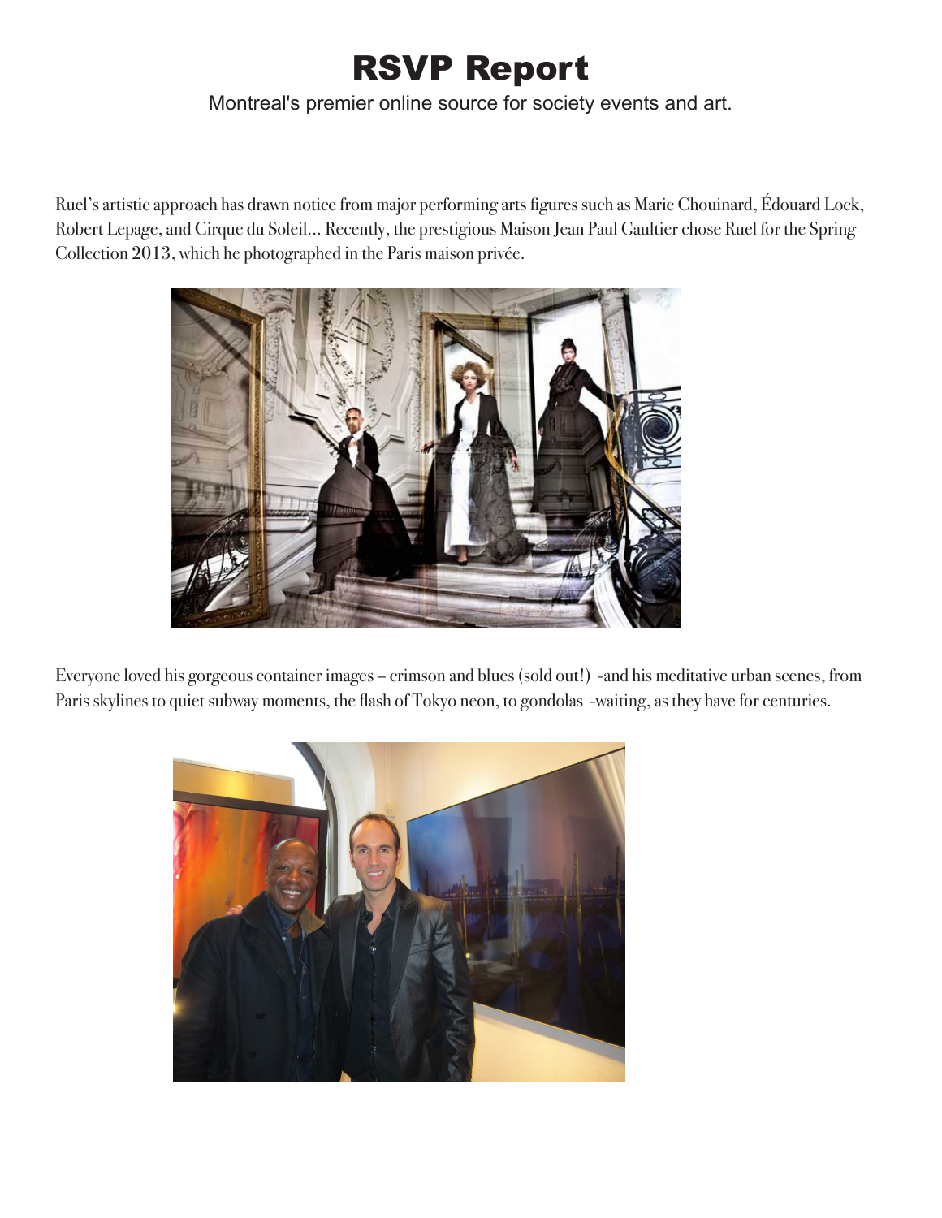# RSVP Report

Montreal's premier online source for society events and art.

Ruel's artistic approach has drawn notice from major performing arts figures such as Marie Chouinard, Édouard Lock, Robert Lepage, and Cirque du Soleil… Recently, the prestigious Maison Jean Paul Gaultier chose Ruel for the Spring Collection 2013, which he photographed in the Paris maison privée.

Everyone loved his gorgeous container images – crimson and blues (sold out!) -and his meditative urban scenes, from Paris skylines to quiet subway moments, the flash of Tokyo neon, to gondolas -waiting, as they have for centuries.